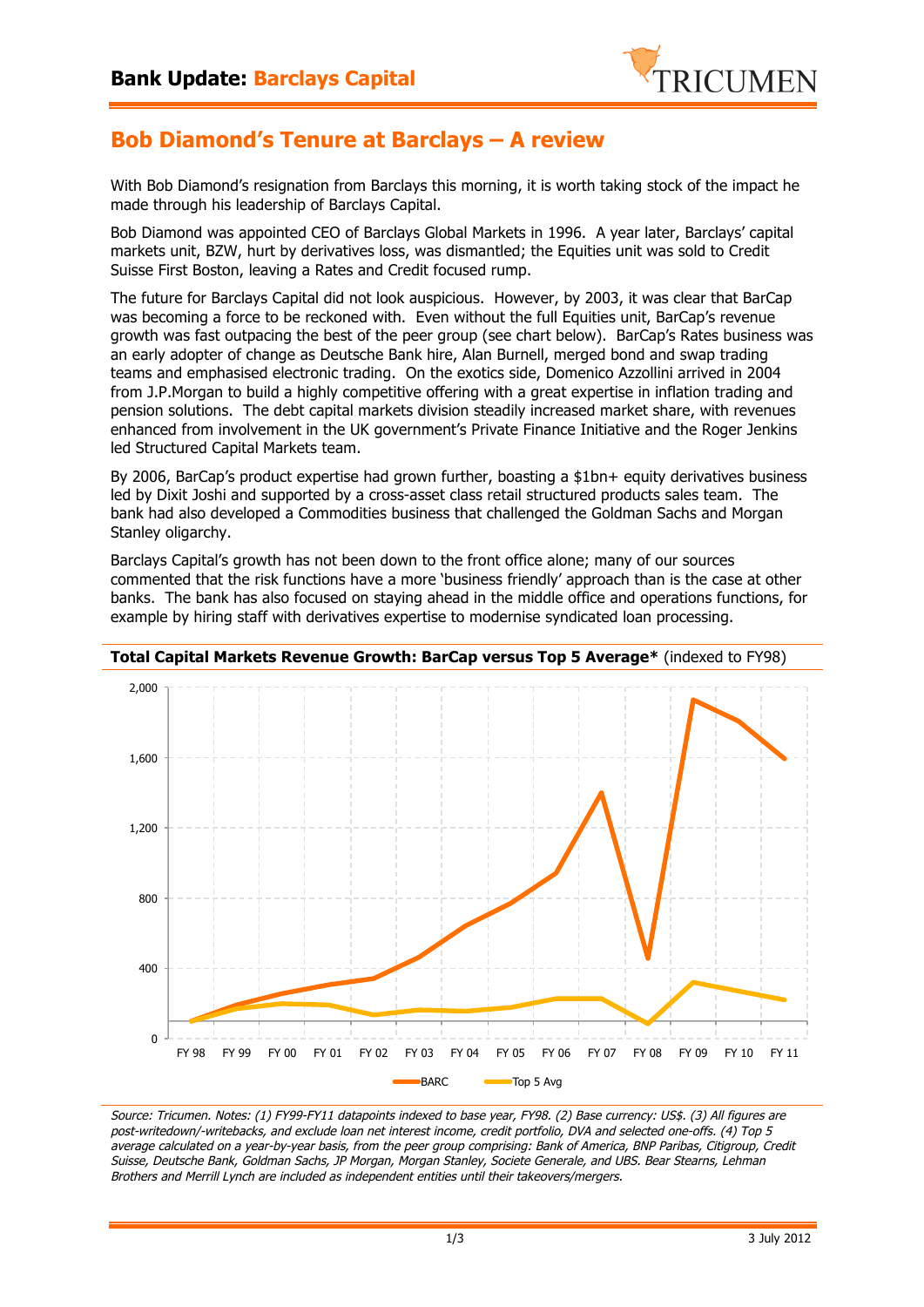# Bank Update: Barclays Capital

## Bob Diamond's Tenure at Barclays – A review

With Bob Diamond's resignation from Barclays this morning, it is worth taking stock of the impact he made through his leadership of Barclays Capital.

Bob Diamond was appointed CEO of Barclays Global Markets in 1996. A year later, Barclays' capital markets unit, BZW, hurt by derivatives loss, was dismantled; the Equities unit was sold to Credit Suisse First Boston, leaving a Rates and Credit focused rump.

The future for Barclays Capital did not look auspicious. However, by 2003, it was clear that BarCap was becoming a force to be reckoned with. Even without the full Equities unit, BarCap's revenue growth was fast outpacing the best of the peer group (see chart below). BarCap's Rates business was an early adopter of change as Deutsche Bank hire, Alan Burnell, merged bond and swap trading teams and emphasised electronic trading. On the exotics side, Domenico Azzollini arrived in 2004 from J.P.Morgan to build a highly competitive offering with a great expertise in inflation trading and pension solutions. The debt capital markets division steadily increased market share, with revenues enhanced from involvement in the UK government's Private Finance Initiative and the Roger Jenkins led Structured Capital Markets team.

By 2006, BarCap's product expertise had grown further, boasting a $1bn+ equity derivatives business led by Dixit Joshi and supported by a cross-asset class retail structured products sales team. The bank had also developed a Commodities business that challenged the Goldman Sachs and Morgan Stanley oligarchy.

Barclays Capital's growth has not been down to the front office alone; many of our sources commented that the risk functions have a more 'business friendly' approach than is the case at other banks. The bank has also focused on staying ahead in the middle office and operations functions, for example by hiring staff with derivatives expertise to modernise syndicated loan processing.

**Total Capital Markets Revenue Growth: BarCap versus Top 5 Average*** (indexed to FY98)

*Source: Tricumen. Notes: (1) FY99-FY11 datapoints indexed to base year, FY98. (2) Base currency: US$. (3) All figures are post-writedown/-writebacks, and exclude loan net interest income, credit portfolio, DVA and selected one-offs. (4) Top 5 average calculated on a year-by-year basis, from the peer group comprising: Bank of America, BNP Paribas, Citigroup, Credit Suisse, Deutsche Bank, Goldman Sachs, JP Morgan, Morgan Stanley, Societe Generale, and UBS. Bear Stearns, Lehman Brothers and Merrill Lynch are included as independent entities until their takeovers/mergers.*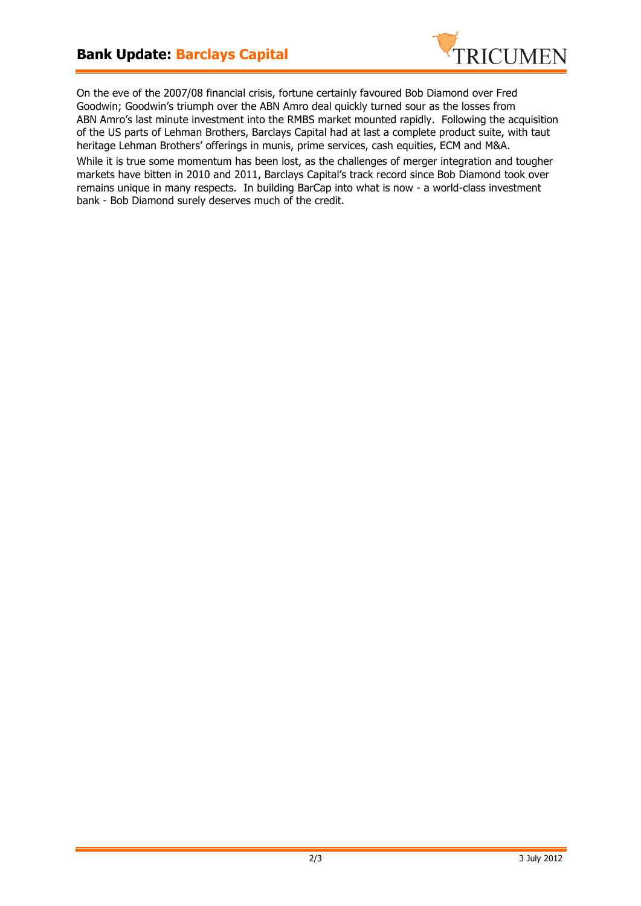On the eve of the 2007/08 financial crisis, fortune certainly favoured Bob Diamond over Fred Goodwin; Goodwin's triumph over the ABN Amro deal quickly turned sour as the losses from ABN Amro's last minute investment into the RMBS market mounted rapidly. Following the acquisition of the US parts of Lehman Brothers, Barclays Capital had at last a complete product suite, with taut heritage Lehman Brothers' offerings in munis, prime services, cash equities, ECM and M&A.

While it is true some momentum has been lost, as the challenges of merger integration and tougher markets have bitten in 2010 and 2011, Barclays Capital's track record since Bob Diamond took over remains unique in many respects. In building BarCap into what is now - a world-class investment bank - Bob Diamond surely deserves much of the credit.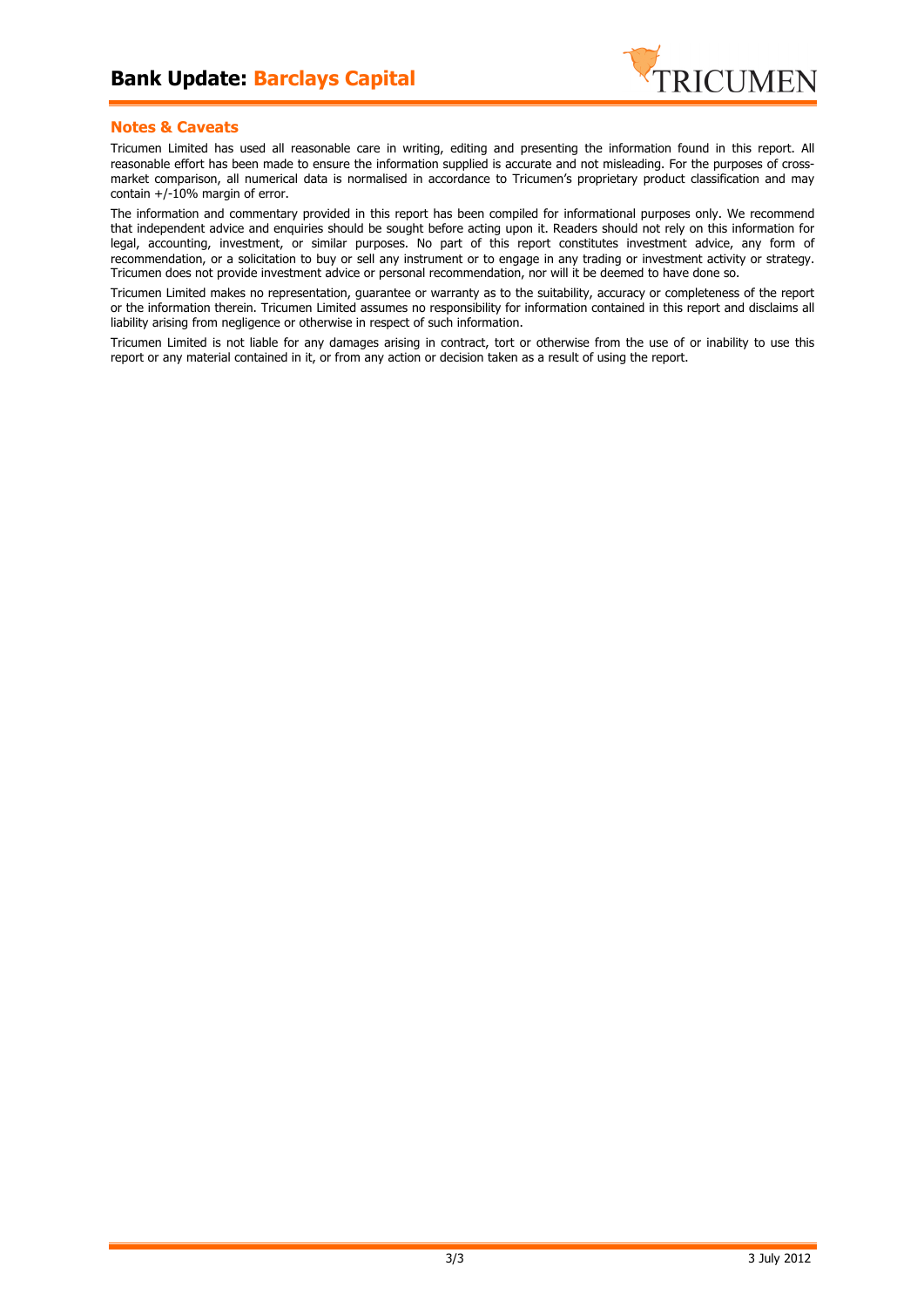## Notes & Caveats

Tricumen Limited has used all reasonable care in writing, editing and presenting the information found in this report. All reasonable effort has been made to ensure the information supplied is accurate and not misleading. For the purposes of cross-market comparison, all numerical data is normalised in accordance to Tricumen's proprietary product classification and may contain +/-10% margin of error.

The information and commentary provided in this report has been compiled for informational purposes only. We recommend that independent advice and enquiries should be sought before acting upon it. Readers should not rely on this information for legal, accounting, investment, or similar purposes. No part of this report constitutes investment advice, any form of recommendation, or a solicitation to buy or sell any instrument or to engage in any trading or investment activity or strategy. Tricumen does not provide investment advice or personal recommendation, nor will it be deemed to have done so.

Tricumen Limited makes no representation, guarantee or warranty as to the suitability, accuracy or completeness of the report or the information therein. Tricumen Limited assumes no responsibility for information contained in this report and disclaims all liability arising from negligence or otherwise in respect of such information.

Tricumen Limited is not liable for any damages arising in contract, tort or otherwise from the use of or inability to use this report or any material contained in it, or from any action or decision taken as a result of using the report.